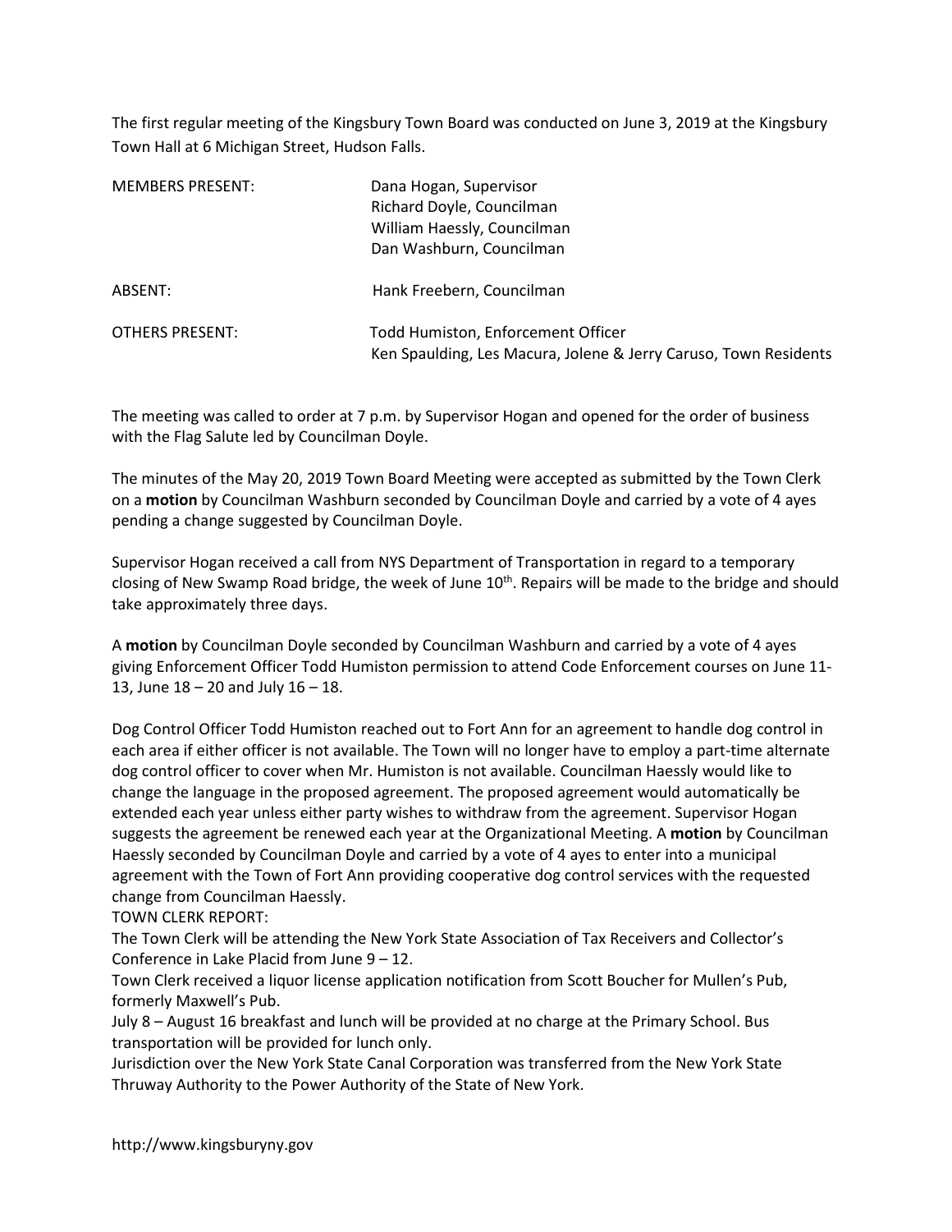The first regular meeting of the Kingsbury Town Board was conducted on June 3, 2019 at the Kingsbury Town Hall at 6 Michigan Street, Hudson Falls.

| | |
|---|---|
| MEMBERS PRESENT: | Dana Hogan, Supervisor<br>Richard Doyle, Councilman<br>William Haessly, Councilman<br>Dan Washburn, Councilman |
| ABSENT: | Hank Freebern, Councilman |
| OTHERS PRESENT: | Todd Humiston, Enforcement Officer<br>Ken Spaulding, Les Macura, Jolene & Jerry Caruso, Town Residents |

The meeting was called to order at 7 p.m. by Supervisor Hogan and opened for the order of business with the Flag Salute led by Councilman Doyle.

The minutes of the May 20, 2019 Town Board Meeting were accepted as submitted by the Town Clerk on a **motion** by Councilman Washburn seconded by Councilman Doyle and carried by a vote of 4 ayes pending a change suggested by Councilman Doyle.

Supervisor Hogan received a call from NYS Department of Transportation in regard to a temporary closing of New Swamp Road bridge, the week of June 10th. Repairs will be made to the bridge and should take approximately three days.

A **motion** by Councilman Doyle seconded by Councilman Washburn and carried by a vote of 4 ayes giving Enforcement Officer Todd Humiston permission to attend Code Enforcement courses on June 11-13, June 18 – 20 and July 16 – 18.

Dog Control Officer Todd Humiston reached out to Fort Ann for an agreement to handle dog control in each area if either officer is not available. The Town will no longer have to employ a part-time alternate dog control officer to cover when Mr. Humiston is not available. Councilman Haessly would like to change the language in the proposed agreement. The proposed agreement would automatically be extended each year unless either party wishes to withdraw from the agreement. Supervisor Hogan suggests the agreement be renewed each year at the Organizational Meeting. A **motion** by Councilman Haessly seconded by Councilman Doyle and carried by a vote of 4 ayes to enter into a municipal agreement with the Town of Fort Ann providing cooperative dog control services with the requested change from Councilman Haessly.

TOWN CLERK REPORT:

The Town Clerk will be attending the New York State Association of Tax Receivers and Collector's Conference in Lake Placid from June 9 – 12.

Town Clerk received a liquor license application notification from Scott Boucher for Mullen's Pub, formerly Maxwell's Pub.

July 8 – August 16 breakfast and lunch will be provided at no charge at the Primary School. Bus transportation will be provided for lunch only.

Jurisdiction over the New York State Canal Corporation was transferred from the New York State Thruway Authority to the Power Authority of the State of New York.

http://www.kingsburyny.gov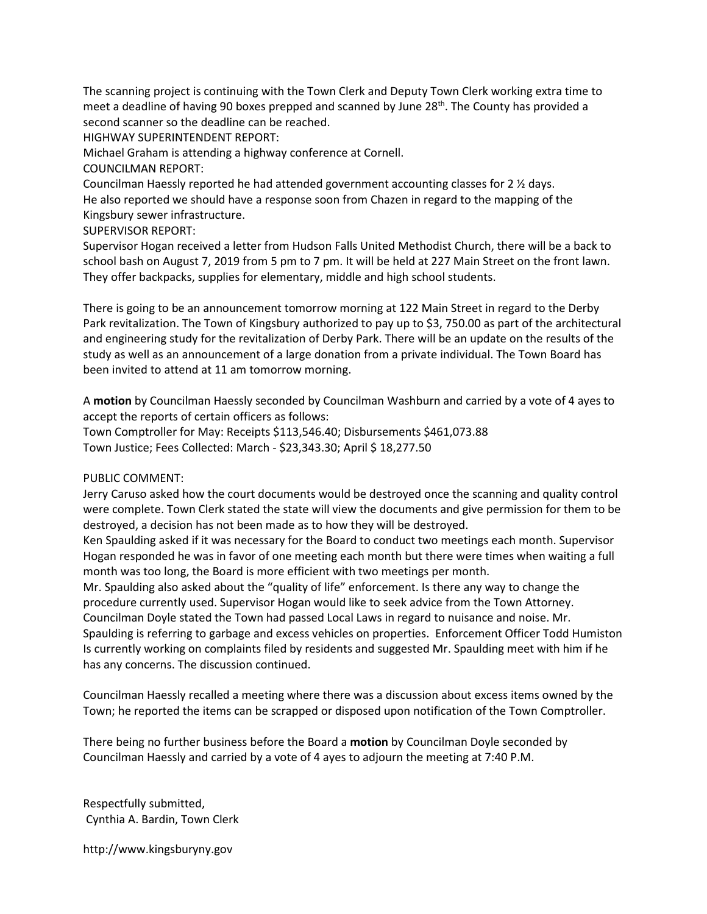The scanning project is continuing with the Town Clerk and Deputy Town Clerk working extra time to meet a deadline of having 90 boxes prepped and scanned by June 28th. The County has provided a second scanner so the deadline can be reached.

HIGHWAY SUPERINTENDENT REPORT:

Michael Graham is attending a highway conference at Cornell.

COUNCILMAN REPORT:

Councilman Haessly reported he had attended government accounting classes for 2 ½ days.
He also reported we should have a response soon from Chazen in regard to the mapping of the Kingsbury sewer infrastructure.

SUPERVISOR REPORT:

Supervisor Hogan received a letter from Hudson Falls United Methodist Church, there will be a back to school bash on August 7, 2019 from 5 pm to 7 pm. It will be held at 227 Main Street on the front lawn. They offer backpacks, supplies for elementary, middle and high school students.

There is going to be an announcement tomorrow morning at 122 Main Street in regard to the Derby Park revitalization. The Town of Kingsbury authorized to pay up to $3, 750.00 as part of the architectural and engineering study for the revitalization of Derby Park. There will be an update on the results of the study as well as an announcement of a large donation from a private individual. The Town Board has been invited to attend at 11 am tomorrow morning.

A **motion** by Councilman Haessly seconded by Councilman Washburn and carried by a vote of 4 ayes to accept the reports of certain officers as follows:
Town Comptroller for May: Receipts $113,546.40; Disbursements $461,073.88
Town Justice; Fees Collected: March - $23,343.30; April $ 18,277.50

PUBLIC COMMENT:

Jerry Caruso asked how the court documents would be destroyed once the scanning and quality control were complete. Town Clerk stated the state will view the documents and give permission for them to be destroyed, a decision has not been made as to how they will be destroyed.
Ken Spaulding asked if it was necessary for the Board to conduct two meetings each month. Supervisor Hogan responded he was in favor of one meeting each month but there were times when waiting a full month was too long, the Board is more efficient with two meetings per month.
Mr. Spaulding also asked about the "quality of life" enforcement. Is there any way to change the procedure currently used. Supervisor Hogan would like to seek advice from the Town Attorney. Councilman Doyle stated the Town had passed Local Laws in regard to nuisance and noise. Mr. Spaulding is referring to garbage and excess vehicles on properties. Enforcement Officer Todd Humiston Is currently working on complaints filed by residents and suggested Mr. Spaulding meet with him if he has any concerns. The discussion continued.

Councilman Haessly recalled a meeting where there was a discussion about excess items owned by the Town; he reported the items can be scrapped or disposed upon notification of the Town Comptroller.

There being no further business before the Board a **motion** by Councilman Doyle seconded by Councilman Haessly and carried by a vote of 4 ayes to adjourn the meeting at 7:40 P.M.

Respectfully submitted,
Cynthia A. Bardin, Town Clerk

http://www.kingsburyny.gov